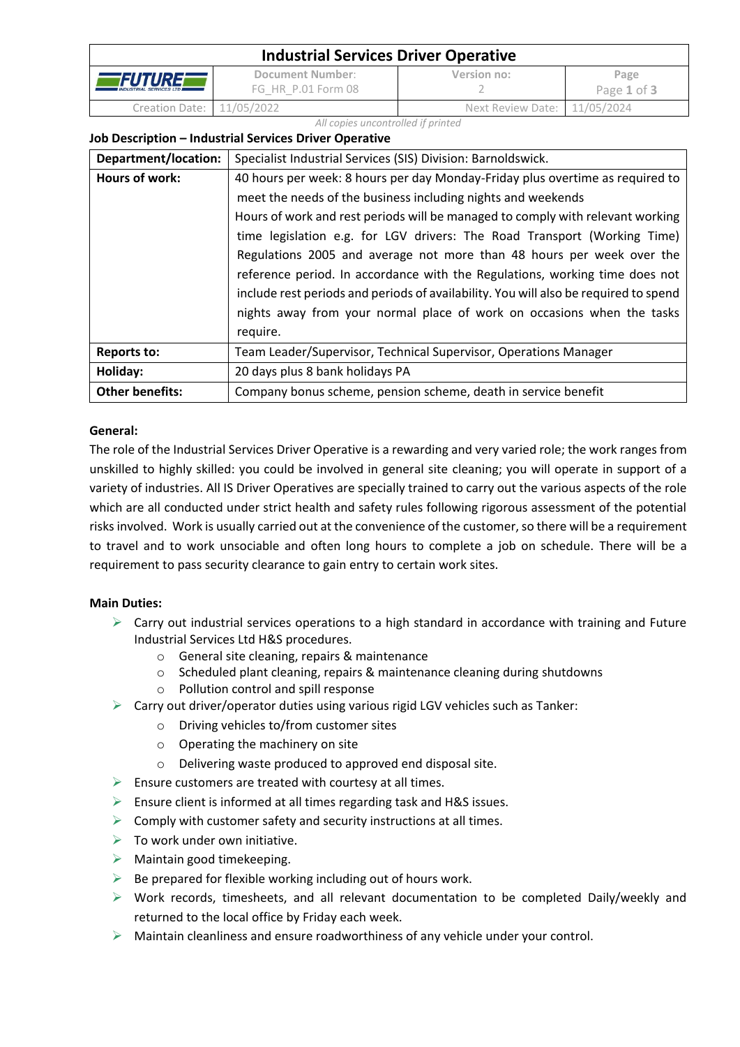## Job Description – Industrial Services Driver Operative

| Department/location: | Specialist Industrial Services (SIS) Division: Barnoldswick. |
|---|---|
| Hours of work: | 40 hours per week: 8 hours per day Monday-Friday plus overtime as required to meet the needs of the business including nights and weekends<br>Hours of work and rest periods will be managed to comply with relevant working time legislation e.g. for LGV drivers: The Road Transport (Working Time) Regulations 2005 and average not more than 48 hours per week over the reference period. In accordance with the Regulations, working time does not include rest periods and periods of availability. You will also be required to spend nights away from your normal place of work on occasions when the tasks require. |
| Reports to: | Team Leader/Supervisor, Technical Supervisor, Operations Manager |
| Holiday: | 20 days plus 8 bank holidays PA |
| Other benefits: | Company bonus scheme, pension scheme, death in service benefit |

**General:**

The role of the Industrial Services Driver Operative is a rewarding and very varied role; the work ranges from unskilled to highly skilled: you could be involved in general site cleaning; you will operate in support of a variety of industries. All IS Driver Operatives are specially trained to carry out the various aspects of the role which are all conducted under strict health and safety rules following rigorous assessment of the potential risks involved. Work is usually carried out at the convenience of the customer, so there will be a requirement to travel and to work unsociable and often long hours to complete a job on schedule. There will be a requirement to pass security clearance to gain entry to certain work sites.

**Main Duties:**

- Carry out industrial services operations to a high standard in accordance with training and Future Industrial Services Ltd H&S procedures.
  - General site cleaning, repairs & maintenance
  - Scheduled plant cleaning, repairs & maintenance cleaning during shutdowns
  - Pollution control and spill response
- Carry out driver/operator duties using various rigid LGV vehicles such as Tanker:
  - Driving vehicles to/from customer sites
  - Operating the machinery on site
  - Delivering waste produced to approved end disposal site.
- Ensure customers are treated with courtesy at all times.
- Ensure client is informed at all times regarding task and H&S issues.
- Comply with customer safety and security instructions at all times.
- To work under own initiative.
- Maintain good timekeeping.
- Be prepared for flexible working including out of hours work.
- Work records, timesheets, and all relevant documentation to be completed Daily/weekly and returned to the local office by Friday each week.
- Maintain cleanliness and ensure roadworthiness of any vehicle under your control.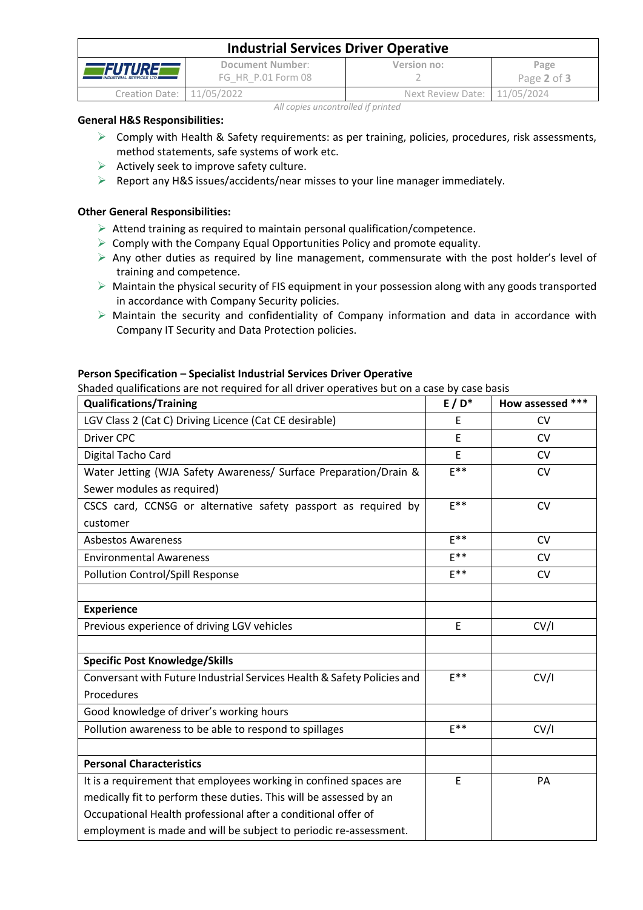**General H&S Responsibilities:**

- Comply with Health & Safety requirements: as per training, policies, procedures, risk assessments, method statements, safe systems of work etc.
- Actively seek to improve safety culture.
- Report any H&S issues/accidents/near misses to your line manager immediately.

**Other General Responsibilities:**

- Attend training as required to maintain personal qualification/competence.
- Comply with the Company Equal Opportunities Policy and promote equality.
- Any other duties as required by line management, commensurate with the post holder's level of training and competence.
- Maintain the physical security of FIS equipment in your possession along with any goods transported in accordance with Company Security policies.
- Maintain the security and confidentiality of Company information and data in accordance with Company IT Security and Data Protection policies.

**Person Specification – Specialist Industrial Services Driver Operative**

Shaded qualifications are not required for all driver operatives but on a case by case basis

| Qualifications/Training | E / D* | How assessed *** |
|---|---|---|
| LGV Class 2 (Cat C) Driving Licence (Cat CE desirable) | E | CV |
| Driver CPC | E | CV |
| Digital Tacho Card | E | CV |
| Water Jetting (WJA Safety Awareness/ Surface Preparation/Drain & Sewer modules as required) | E** | CV |
| CSCS card, CCNSG or alternative safety passport as required by customer | E** | CV |
| Asbestos Awareness | E** | CV |
| Environmental Awareness | E** | CV |
| Pollution Control/Spill Response | E** | CV |
| | | |
| **Experience** | | |
| Previous experience of driving LGV vehicles | E | CV/I |
| | | |
| **Specific Post Knowledge/Skills** | | |
| Conversant with Future Industrial Services Health & Safety Policies and Procedures | E** | CV/I |
| Good knowledge of driver's working hours | | |
| Pollution awareness to be able to respond to spillages | E** | CV/I |
| | | |
| **Personal Characteristics** | | |
| It is a requirement that employees working in confined spaces are medically fit to perform these duties. This will be assessed by an Occupational Health professional after a conditional offer of employment is made and will be subject to periodic re-assessment. | E | PA |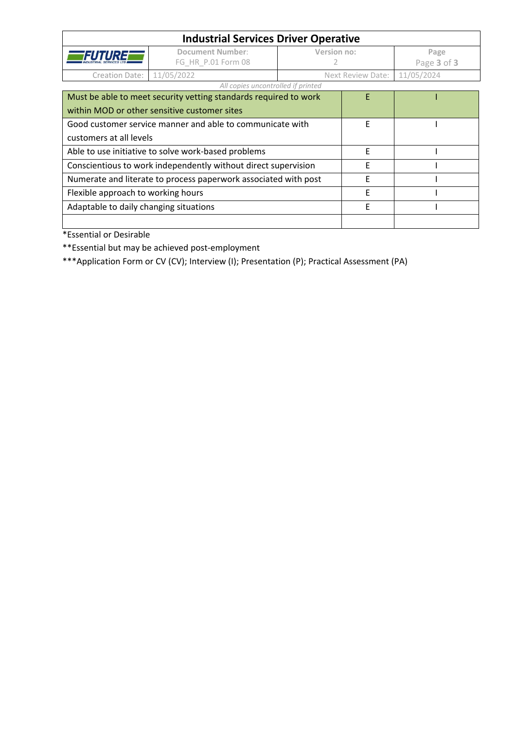| | | |
|---|---|---|
| Must be able to meet security vetting standards required to work within MOD or other sensitive customer sites | E | I |
| Good customer service manner and able to communicate with customers at all levels | E | I |
| Able to use initiative to solve work-based problems | E | I |
| Conscientious to work independently without direct supervision | E | I |
| Numerate and literate to process paperwork associated with post | E | I |
| Flexible approach to working hours | E | I |
| Adaptable to daily changing situations | E | I |
| | | |

*Essential or Desirable

**Essential but may be achieved post-employment

***Application Form or CV (CV); Interview (I); Presentation (P); Practical Assessment (PA)